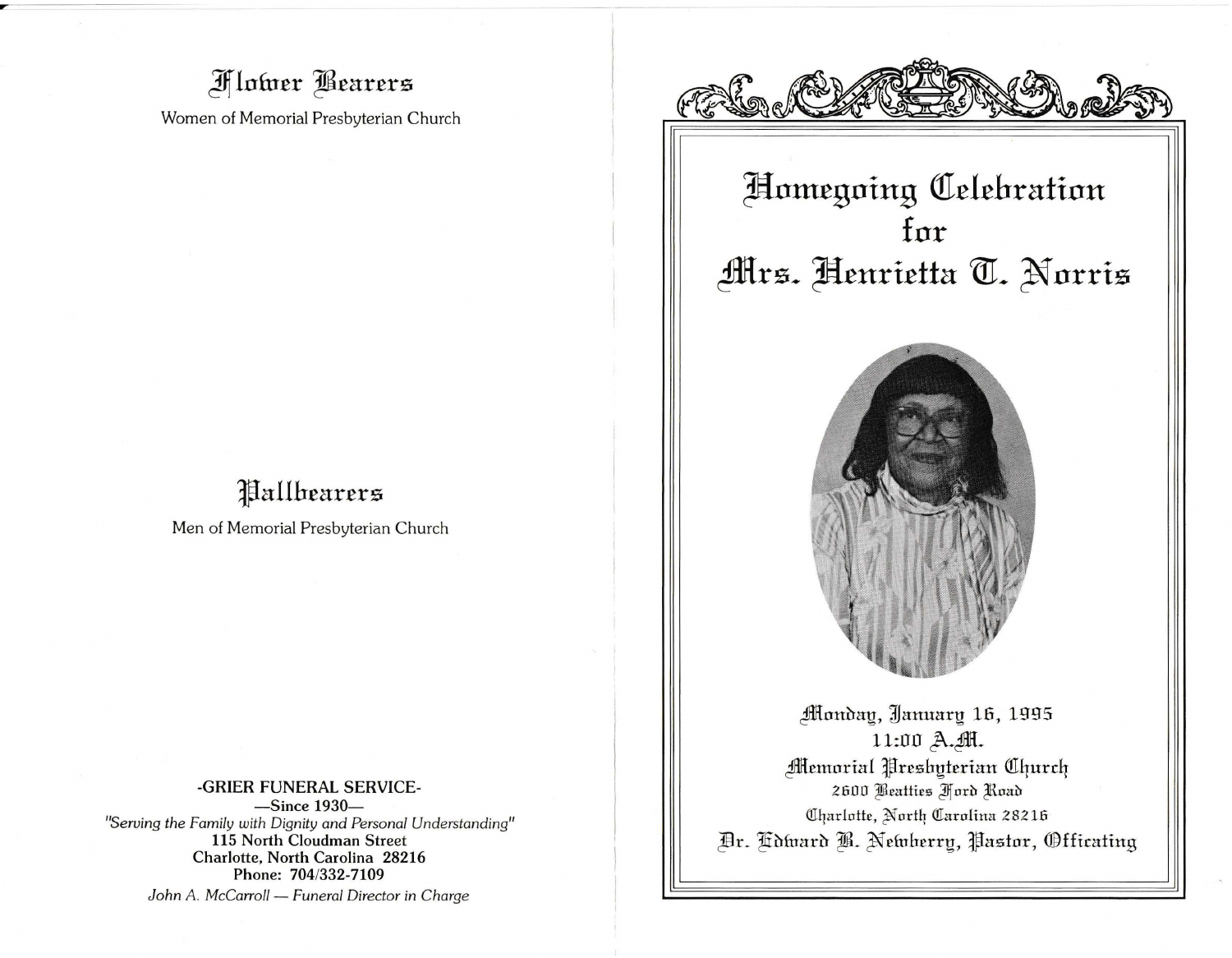## Flower Bearers

Women of Memorial Presbyterian Church

## Pallbearers

Men of Memorial Presbyterian Church

**-GRIER FUNERAL SERVICE-**
**—Since 1930—**
*"Serving the Family with Dignity and Personal Understanding"*
**115 North Cloudman Street**
**Charlotte, North Carolina 28216**
**Phone: 704/332-7109**
*John A. McCarroll — Funeral Director in Charge*

# Homegoing Celebration for Mrs. Henrietta T. Norris

Monday, January 16, 1995
11:00 A.M.
Memorial Presbyterian Church
2600 Beatties Ford Road
Charlotte, North Carolina 28216
Dr. Edward B. Newberry, Pastor, Officating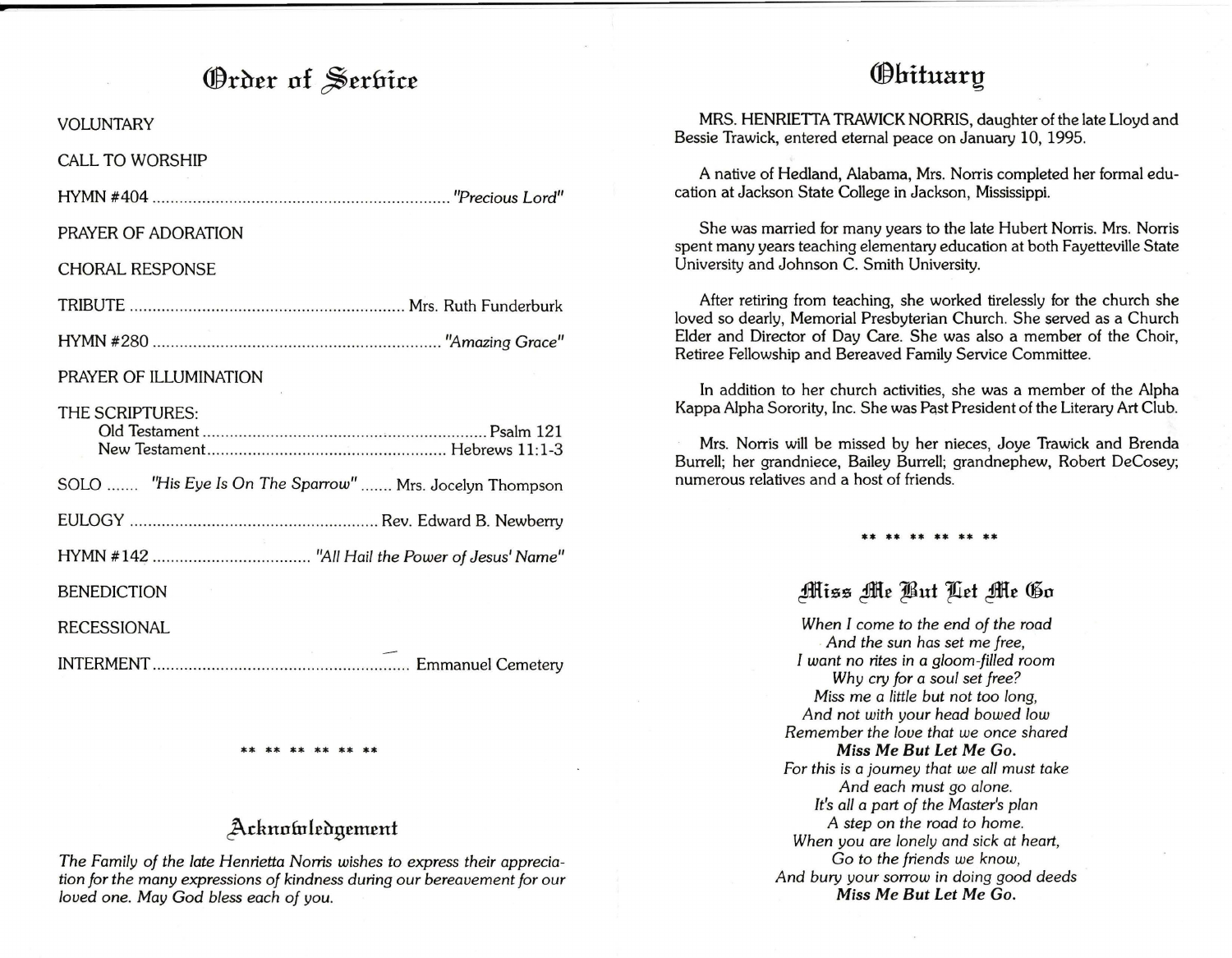# Order of Service

VOLUNTARY

CALL TO WORSHIP

HYMN #404 .................................................................. *"Precious Lord"*

PRAYER OF ADORATION

CHORAL RESPONSE

TRIBUTE ............................................................ Mrs. Ruth Funderburk

HYMN #280 ................................................................ *"Amazing Grace"*

PRAYER OF ILLUMINATION

THE SCRIPTURES:
- Old Testament ............................................................... Psalm 121
- New Testament..................................................... Hebrews 11:1-3

SOLO ....... *"His Eye Is On The Sparrow"* ....... Mrs. Jocelyn Thompson

EULOGY ...................................................... Rev. Edward B. Newberry

HYMN #142 ................................. *"All Hail the Power of Jesus' Name"*

BENEDICTION

RECESSIONAL

INTERMENT........................................................ Emmanuel Cemetery

** ** ** ** ** **

# Acknowledgement

*The Family of the late Henrietta Norris wishes to express their appreciation for the many expressions of kindness during our bereavement for our loved one. May God bless each of you.*

# Obituary

MRS. HENRIETTA TRAWICK NORRIS, daughter of the late Lloyd and Bessie Trawick, entered eternal peace on January 10, 1995.

A native of Hedland, Alabama, Mrs. Norris completed her formal education at Jackson State College in Jackson, Mississippi.

She was married for many years to the late Hubert Norris. Mrs. Norris spent many years teaching elementary education at both Fayetteville State University and Johnson C. Smith University.

After retiring from teaching, she worked tirelessly for the church she loved so dearly, Memorial Presbyterian Church. She served as a Church Elder and Director of Day Care. She was also a member of the Choir, Retiree Fellowship and Bereaved Family Service Committee.

In addition to her church activities, she was a member of the Alpha Kappa Alpha Sorority, Inc. She was Past President of the Literary Art Club.

Mrs. Norris will be missed by her nieces, Joye Trawick and Brenda Burrell; her grandniece, Bailey Burrell; grandnephew, Robert DeCosey; numerous relatives and a host of friends.

** ** ** ** ** **

# Miss Me But Let Me Go

*When I come to the end of the road*
*And the sun has set me free,*
*I want no rites in a gloom-filled room*
*Why cry for a soul set free?*
*Miss me a little but not too long,*
*And not with your head bowed low*
*Remember the love that we once shared*
***Miss Me But Let Me Go.***
*For this is a journey that we all must take*
*And each must go alone.*
*It's all a part of the Master's plan*
*A step on the road to home.*
*When you are lonely and sick at heart,*
*Go to the friends we know,*
*And bury your sorrow in doing good deeds*
***Miss Me But Let Me Go.***